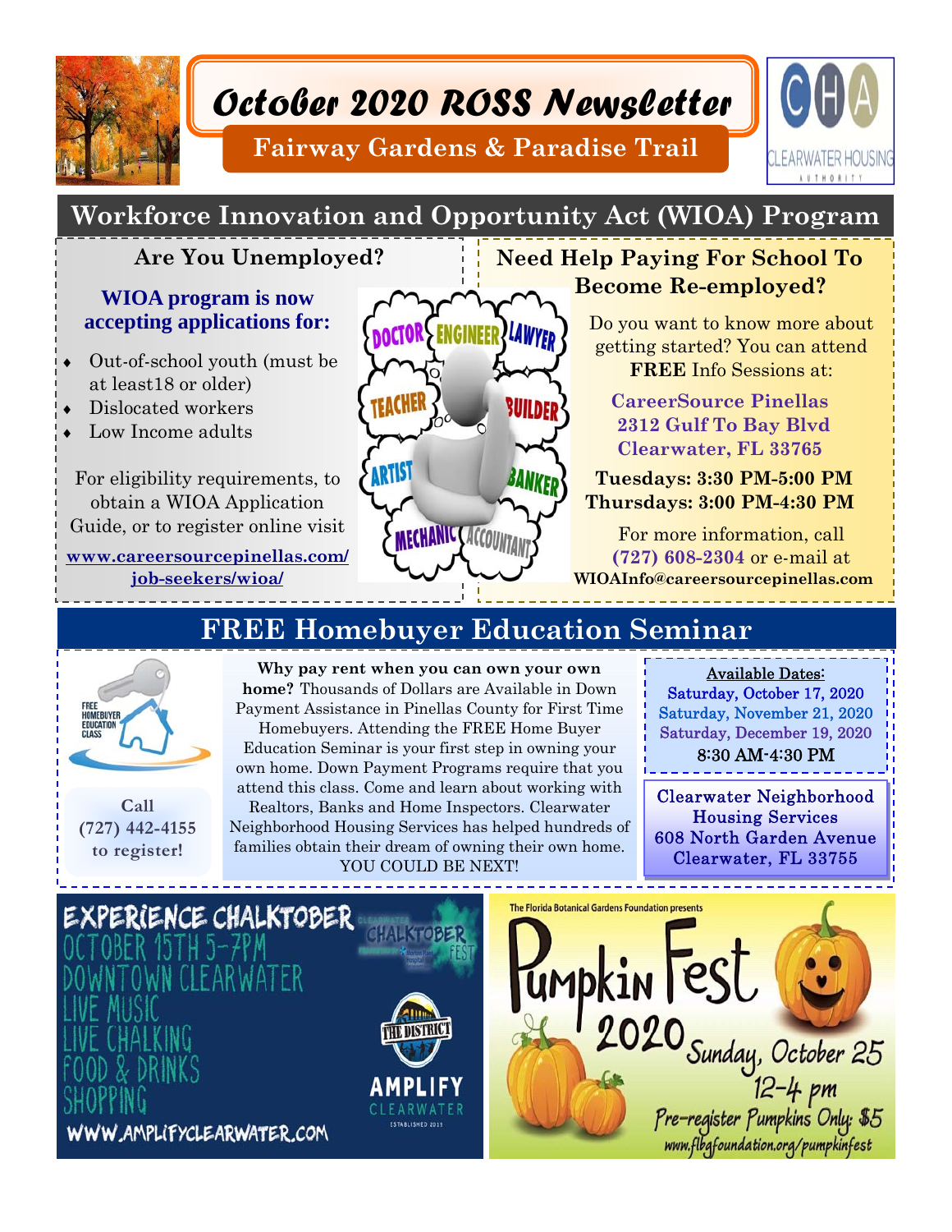# October 2020 ROSS Newsletter

## Fairway Gardens & Paradise Trail

## Workforce Innovation and Opportunity Act (WIOA) Program

### Are You Unemployed?

**WIOA program is now accepting applications for:**

- Out-of-school youth (must be at least18 or older)
- Dislocated workers
- Low Income adults

For eligibility requirements, to obtain a WIOA Application Guide, or to register online visit

www.careersourcepinellas.com/job-seekers/wioa/

### Need Help Paying For School To Become Re-employed?

Do you want to know more about getting started? You can attend **FREE** Info Sessions at:

**CareerSource Pinellas**
**2312 Gulf To Bay Blvd**
**Clearwater, FL 33765**

**Tuesdays: 3:30 PM-5:00 PM**
**Thursdays: 3:00 PM-4:30 PM**

For more information, call **(727) 608-2304** or e-mail at **WIOAInfo@careersourcepinellas.com**

## FREE Homebuyer Education Seminar

**Call (727) 442-4155 to register!**

**Why pay rent when you can own your own home?** Thousands of Dollars are Available in Down Payment Assistance in Pinellas County for First Time Homebuyers. Attending the FREE Home Buyer Education Seminar is your first step in owning your own home. Down Payment Programs require that you attend this class. Come and learn about working with Realtors, Banks and Home Inspectors. Clearwater Neighborhood Housing Services has helped hundreds of families obtain their dream of owning their own home. YOU COULD BE NEXT!

Available Dates:
Saturday, October 17, 2020
Saturday, November 21, 2020
Saturday, December 19, 2020
8:30 AM-4:30 PM

Clearwater Neighborhood Housing Services
608 North Garden Avenue
Clearwater, FL 33755

## EXPERIENCE CHALKTOBER

OCTOBER 15TH 5-7PM
DOWNTOWN CLEARWATER
LIVE MUSIC
LIVE CHALKING
FOOD & DRINKS
SHOPPING

WWW.AMPLIFYCLEARWATER.COM

## Pumpkin Fest 2020

The Florida Botanical Gardens Foundation presents Pumpkin Fest 2020

Sunday, October 25
12-4 pm
Pre-register Pumpkins Only: $5
www.flbgfoundation.org/pumpkinfest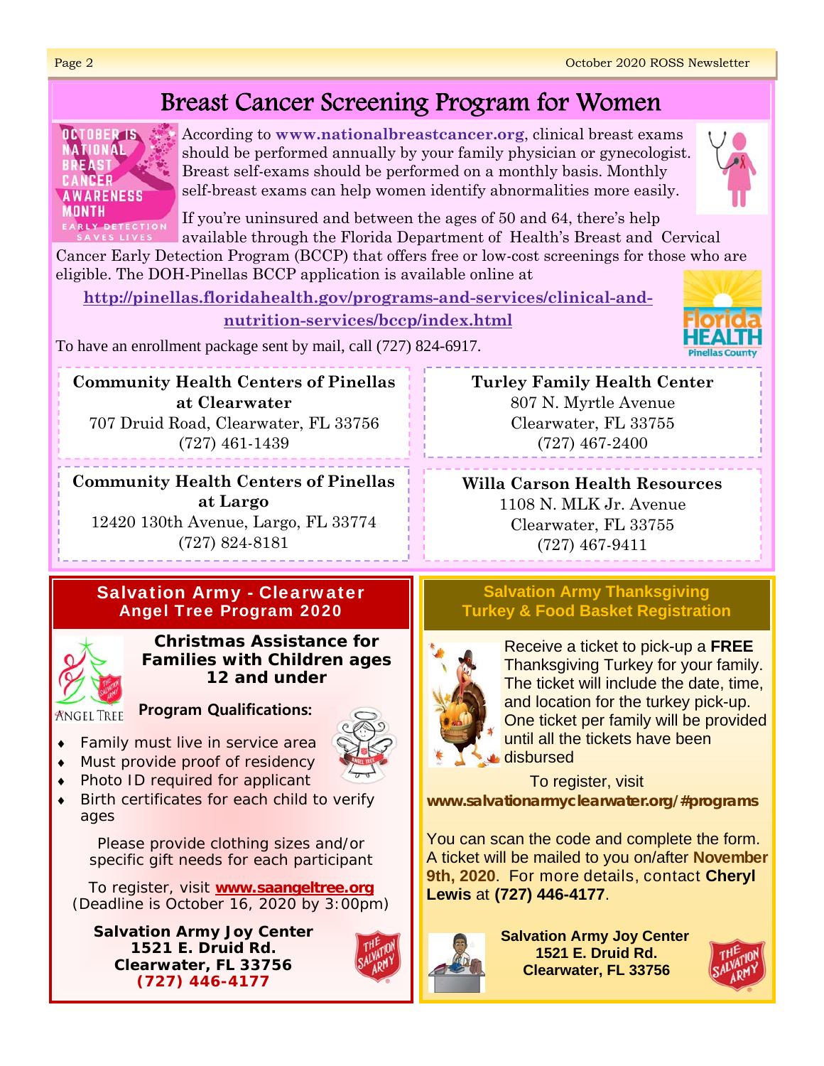# Breast Cancer Screening Program for Women

OCTOBER IS NATIONAL BREAST CANCER AWARENESS MONTH
EARLY DETECTION SAVES LIVES

According to **www.nationalbreastcancer.org**, clinical breast exams should be performed annually by your family physician or gynecologist. Breast self-exams should be performed on a monthly basis. Monthly self-breast exams can help women identify abnormalities more easily.

If you're uninsured and between the ages of 50 and 64, there's help available through the Florida Department of Health's Breast and Cervical Cancer Early Detection Program (BCCP) that offers free or low-cost screenings for those who are eligible. The DOH-Pinellas BCCP application is available online at

**http://pinellas.floridahealth.gov/programs-and-services/clinical-and-nutrition-services/bccp/index.html**

To have an enrollment package sent by mail, call (727) 824-6917.

**Community Health Centers of Pinellas at Clearwater**
707 Druid Road, Clearwater, FL 33756
(727) 461-1439

**Turley Family Health Center**
807 N. Myrtle Avenue
Clearwater, FL 33755
(727) 467-2400

**Community Health Centers of Pinellas at Largo**
12420 130th Avenue, Largo, FL 33774
(727) 824-8181

**Willa Carson Health Resources**
1108 N. MLK Jr. Avenue
Clearwater, FL 33755
(727) 467-9411

## Salvation Army - Clearwater Angel Tree Program 2020

**Christmas Assistance for Families with Children ages 12 and under**

**Program Qualifications:**

- Family must live in service area
- Must provide proof of residency
- Photo ID required for applicant
- Birth certificates for each child to verify ages

Please provide clothing sizes and/or specific gift needs for each participant

To register, visit **www.saangeltree.org**
(Deadline is October 16, 2020 by 3:00pm)

**Salvation Army Joy Center**
**1521 E. Druid Rd.**
**Clearwater, FL 33756**
**(727) 446-4177**

## Salvation Army Thanksgiving Turkey & Food Basket Registration

Receive a ticket to pick-up a **FREE** Thanksgiving Turkey for your family. The ticket will include the date, time, and location for the turkey pick-up. One ticket per family will be provided until all the tickets have been disbursed

To register, visit
**www.salvationarmyclearwater.org/#programs**

You can scan the code and complete the form. A ticket will be mailed to you on/after **November 9th, 2020**. For more details, contact **Cheryl Lewis** at **(727) 446-4177**.

**Salvation Army Joy Center**
**1521 E. Druid Rd.**
**Clearwater, FL 33756**